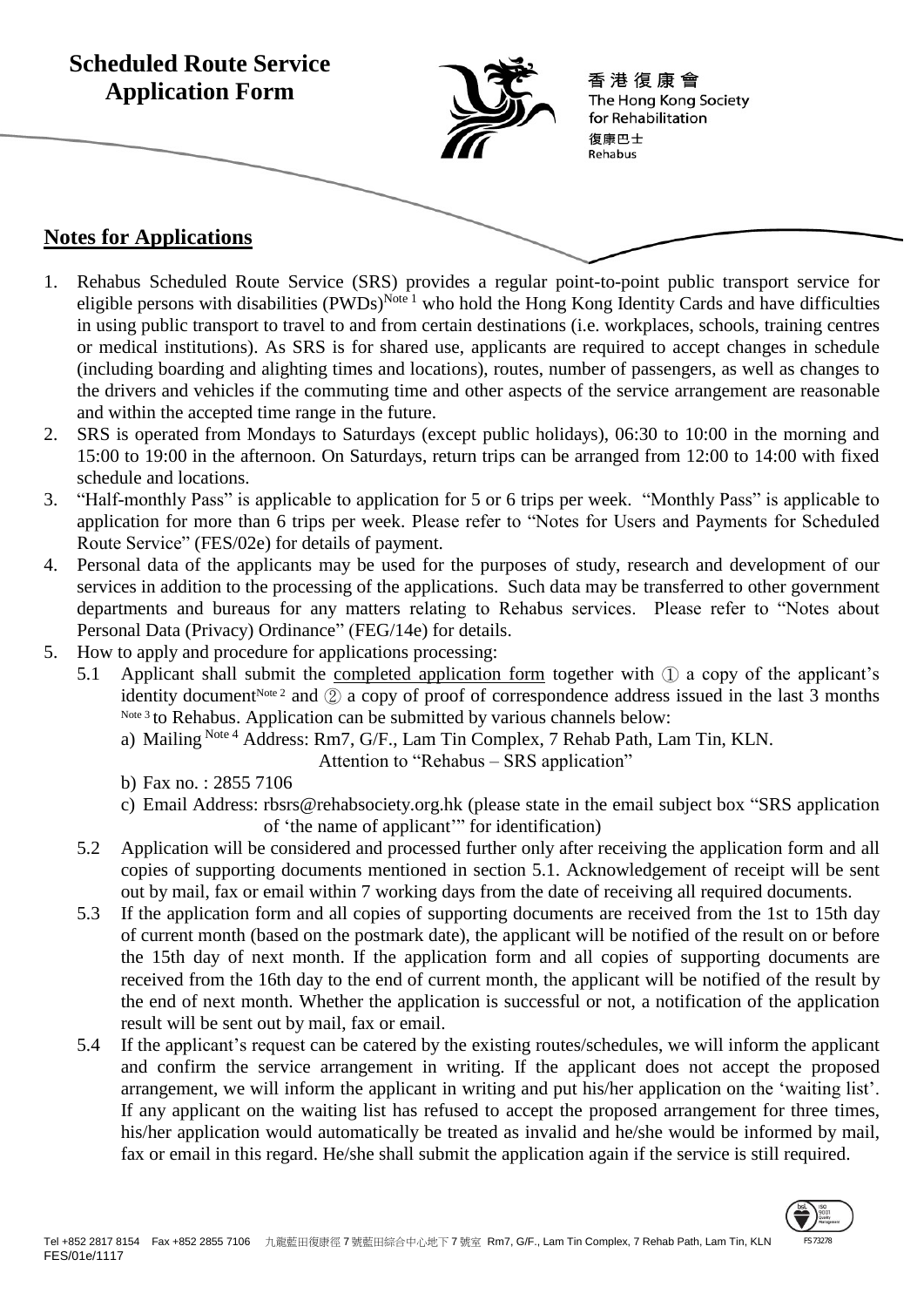# Scheduled Route Service Application Form

香港復康會
The Hong Kong Society for Rehabilitation
復康巴士
Rehabus

## Notes for Applications

1. Rehabus Scheduled Route Service (SRS) provides a regular point-to-point public transport service for eligible persons with disabilities (PWDs)[Note 1] who hold the Hong Kong Identity Cards and have difficulties in using public transport to travel to and from certain destinations (i.e. workplaces, schools, training centres or medical institutions). As SRS is for shared use, applicants are required to accept changes in schedule (including boarding and alighting times and locations), routes, number of passengers, as well as changes to the drivers and vehicles if the commuting time and other aspects of the service arrangement are reasonable and within the accepted time range in the future.
2. SRS is operated from Mondays to Saturdays (except public holidays), 06:30 to 10:00 in the morning and 15:00 to 19:00 in the afternoon. On Saturdays, return trips can be arranged from 12:00 to 14:00 with fixed schedule and locations.
3. "Half-monthly Pass" is applicable to application for 5 or 6 trips per week. "Monthly Pass" is applicable to application for more than 6 trips per week. Please refer to "Notes for Users and Payments for Scheduled Route Service" (FES/02e) for details of payment.
4. Personal data of the applicants may be used for the purposes of study, research and development of our services in addition to the processing of the applications. Such data may be transferred to other government departments and bureaus for any matters relating to Rehabus services. Please refer to "Notes about Personal Data (Privacy) Ordinance" (FEG/14e) for details.
5. How to apply and procedure for applications processing:
   - 5.1 Applicant shall submit the completed application form together with ① a copy of the applicant's identity document[Note 2] and ② a copy of proof of correspondence address issued in the last 3 months [Note 3] to Rehabus. Application can be submitted by various channels below:
     - a) Mailing [Note 4] Address: Rm7, G/F., Lam Tin Complex, 7 Rehab Path, Lam Tin, KLN.
       Attention to "Rehabus – SRS application"
     - b) Fax no. : 2855 7106
     - c) Email Address: rbsrs@rehabsociety.org.hk (please state in the email subject box "SRS application of 'the name of applicant'" for identification)
   - 5.2 Application will be considered and processed further only after receiving the application form and all copies of supporting documents mentioned in section 5.1. Acknowledgement of receipt will be sent out by mail, fax or email within 7 working days from the date of receiving all required documents.
   - 5.3 If the application form and all copies of supporting documents are received from the 1st to 15th day of current month (based on the postmark date), the applicant will be notified of the result on or before the 15th day of next month. If the application form and all copies of supporting documents are received from the 16th day to the end of current month, the applicant will be notified of the result by the end of next month. Whether the application is successful or not, a notification of the application result will be sent out by mail, fax or email.
   - 5.4 If the applicant's request can be catered by the existing routes/schedules, we will inform the applicant and confirm the service arrangement in writing. If the applicant does not accept the proposed arrangement, we will inform the applicant in writing and put his/her application on the 'waiting list'. If any applicant on the waiting list has refused to accept the proposed arrangement for three times, his/her application would automatically be treated as invalid and he/she would be informed by mail, fax or email in this regard. He/she shall submit the application again if the service is still required.

Tel +852 2817 8154 Fax +852 2855 7106 九龍藍田復康徑7號藍田綜合中心地下7號室 Rm7, G/F., Lam Tin Complex, 7 Rehab Path, Lam Tin, KLN

FES/01e/1117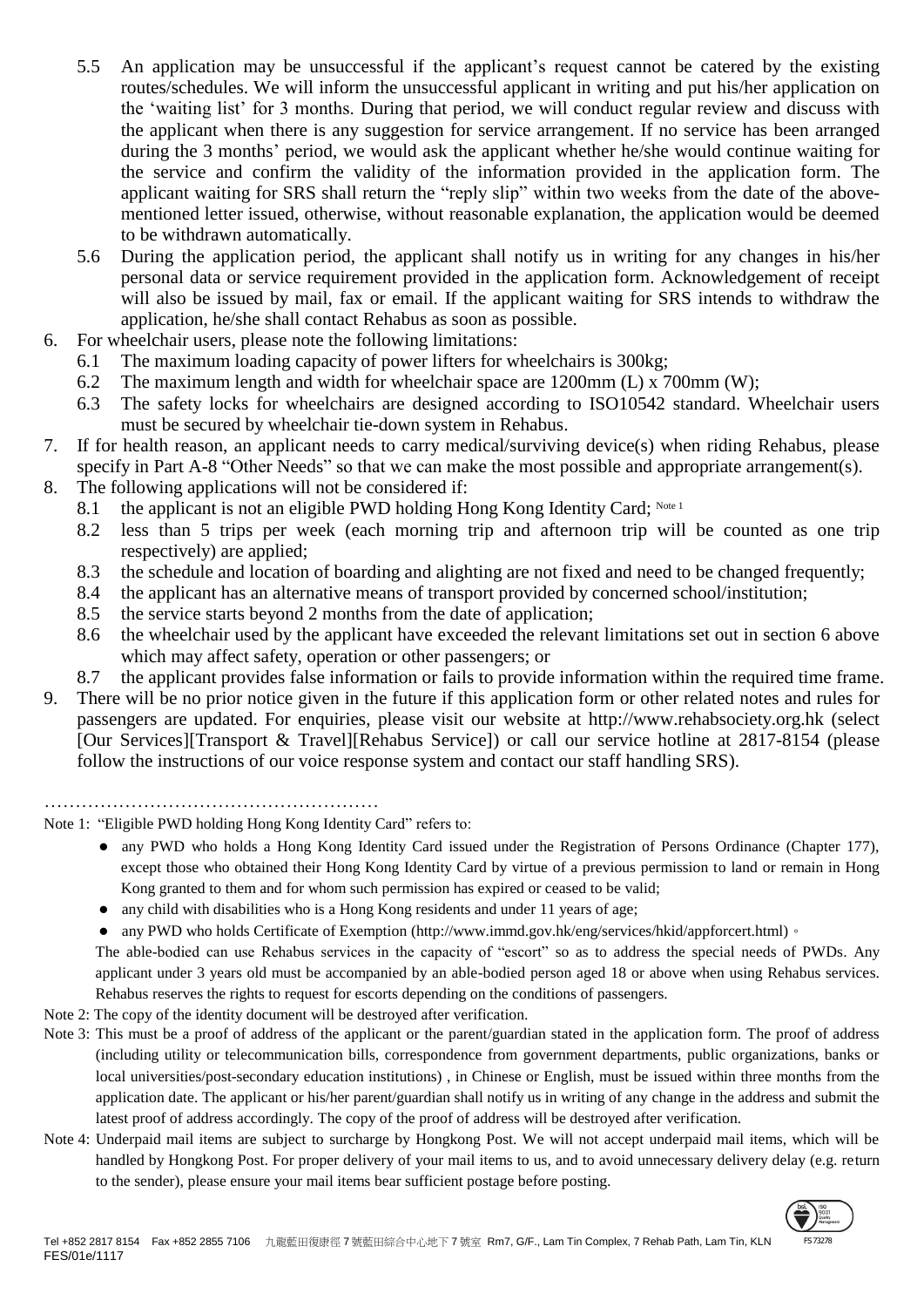5.5 An application may be unsuccessful if the applicant's request cannot be catered by the existing routes/schedules. We will inform the unsuccessful applicant in writing and put his/her application on the 'waiting list' for 3 months. During that period, we will conduct regular review and discuss with the applicant when there is any suggestion for service arrangement. If no service has been arranged during the 3 months' period, we would ask the applicant whether he/she would continue waiting for the service and confirm the validity of the information provided in the application form. The applicant waiting for SRS shall return the "reply slip" within two weeks from the date of the above-mentioned letter issued, otherwise, without reasonable explanation, the application would be deemed to be withdrawn automatically.

5.6 During the application period, the applicant shall notify us in writing for any changes in his/her personal data or service requirement provided in the application form. Acknowledgement of receipt will also be issued by mail, fax or email. If the applicant waiting for SRS intends to withdraw the application, he/she shall contact Rehabus as soon as possible.

6. For wheelchair users, please note the following limitations:
   - 6.1 The maximum loading capacity of power lifters for wheelchairs is 300kg;
   - 6.2 The maximum length and width for wheelchair space are 1200mm (L) x 700mm (W);
   - 6.3 The safety locks for wheelchairs are designed according to ISO10542 standard. Wheelchair users must be secured by wheelchair tie-down system in Rehabus.
7. If for health reason, an applicant needs to carry medical/surviving device(s) when riding Rehabus, please specify in Part A-8 "Other Needs" so that we can make the most possible and appropriate arrangement(s).
8. The following applications will not be considered if:
   - 8.1 the applicant is not an eligible PWD holding Hong Kong Identity Card; [Note 1]
   - 8.2 less than 5 trips per week (each morning trip and afternoon trip will be counted as one trip respectively) are applied;
   - 8.3 the schedule and location of boarding and alighting are not fixed and need to be changed frequently;
   - 8.4 the applicant has an alternative means of transport provided by concerned school/institution;
   - 8.5 the service starts beyond 2 months from the date of application;
   - 8.6 the wheelchair used by the applicant have exceeded the relevant limitations set out in section 6 above which may affect safety, operation or other passengers; or
   - 8.7 the applicant provides false information or fails to provide information within the required time frame.
9. There will be no prior notice given in the future if this application form or other related notes and rules for passengers are updated. For enquiries, please visit our website at http://www.rehabsociety.org.hk (select [Our Services][Transport & Travel][Rehabus Service]) or call our service hotline at 2817-8154 (please follow the instructions of our voice response system and contact our staff handling SRS).

……………………………………………

Note 1: "Eligible PWD holding Hong Kong Identity Card" refers to:

- any PWD who holds a Hong Kong Identity Card issued under the Registration of Persons Ordinance (Chapter 177), except those who obtained their Hong Kong Identity Card by virtue of a previous permission to land or remain in Hong Kong granted to them and for whom such permission has expired or ceased to be valid;
- any child with disabilities who is a Hong Kong residents and under 11 years of age;
- any PWD who holds Certificate of Exemption (http://www.immd.gov.hk/eng/services/hkid/appforcert.html)。

The able-bodied can use Rehabus services in the capacity of "escort" so as to address the special needs of PWDs. Any applicant under 3 years old must be accompanied by an able-bodied person aged 18 or above when using Rehabus services. Rehabus reserves the rights to request for escorts depending on the conditions of passengers.

Note 2: The copy of the identity document will be destroyed after verification.

Note 3: This must be a proof of address of the applicant or the parent/guardian stated in the application form. The proof of address (including utility or telecommunication bills, correspondence from government departments, public organizations, banks or local universities/post-secondary education institutions) , in Chinese or English, must be issued within three months from the application date. The applicant or his/her parent/guardian shall notify us in writing of any change in the address and submit the latest proof of address accordingly. The copy of the proof of address will be destroyed after verification.

Note 4: Underpaid mail items are subject to surcharge by Hongkong Post. We will not accept underpaid mail items, which will be handled by Hongkong Post. For proper delivery of your mail items to us, and to avoid unnecessary delivery delay (e.g. return to the sender), please ensure your mail items bear sufficient postage before posting.

Tel +852 2817 8154 Fax +852 2855 7106 九龍藍田復康徑7號藍田綜合中心地下7號室 Rm7, G/F., Lam Tin Complex, 7 Rehab Path, Lam Tin, KLN FS 73278
FES/01e/1117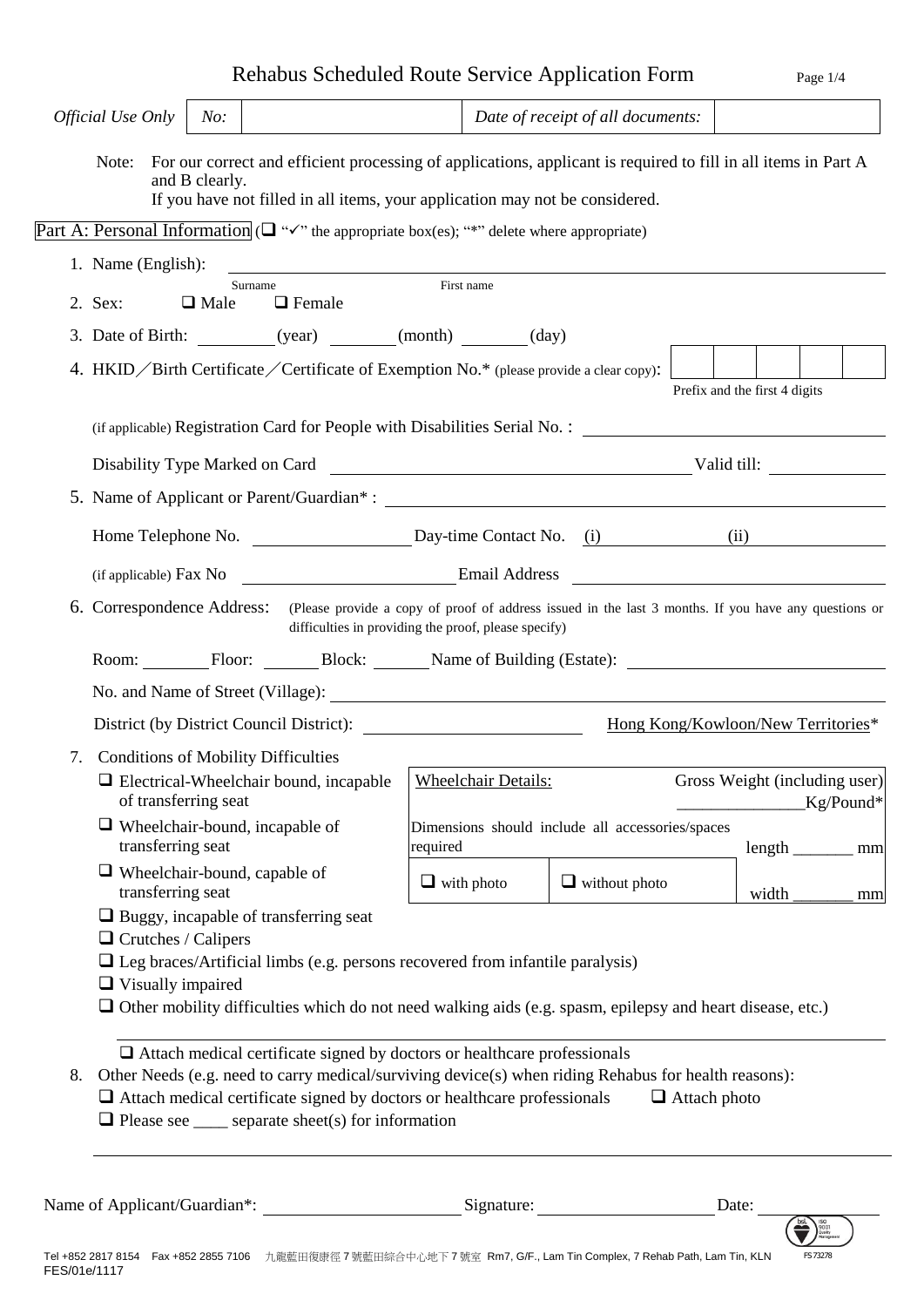# Rehabus Scheduled Route Service Application Form

| *Official Use Only* | *No:* | | *Date of receipt of all documents:* | |
|---|---|---|---|---|

Note: For our correct and efficient processing of applications, applicant is required to fill in all items in Part A and B clearly.
If you have not filled in all items, your application may not be considered.

## Part A: Personal Information (❑ "✓" the appropriate box(es); "*" delete where appropriate)

1. Name (English): ______________________ (Surname) ______________________ (First name)
2. Sex: ❑ Male ❑ Female
3. Date of Birth: ________ (year) ________ (month) ________ (day)
4. HKID／Birth Certificate／Certificate of Exemption No.* (please provide a clear copy): | | | | | | (Prefix and the first 4 digits)

   (if applicable) Registration Card for People with Disabilities Serial No. : ______________________

   Disability Type Marked on Card ______________________ Valid till: ____________

5. Name of Applicant or Parent/Guardian* : ______________________

   Home Telephone No. ____________ Day-time Contact No. (i) ____________ (ii) ____________

   (if applicable) Fax No ____________ Email Address ____________

6. Correspondence Address: (Please provide a copy of proof of address issued in the last 3 months. If you have any questions or difficulties in providing the proof, please specify)

   Room: ______ Floor: ______ Block: ______ Name of Building (Estate): ______________________

   No. and Name of Street (Village): ______________________

   District (by District Council District): ______________ Hong Kong/Kowloon/New Territories*

7. Conditions of Mobility Difficulties
   - ❑ Electrical-Wheelchair bound, incapable of transferring seat
   - ❑ Wheelchair-bound, incapable of transferring seat
   - ❑ Wheelchair-bound, capable of transferring seat
   - ❑ Buggy, incapable of transferring seat
   - ❑ Crutches / Calipers
   - ❑ Leg braces/Artificial limbs (e.g. persons recovered from infantile paralysis)
   - ❑ Visually impaired
   - ❑ Other mobility difficulties which do not need walking aids (e.g. spasm, epilepsy and heart disease, etc.)

   | Wheelchair Details: | | Gross Weight (including user) ____________ Kg/Pound* |
   |---|---|---|
   | Dimensions should include all accessories/spaces required | | length _______ mm |
   | ❑ with photo | ❑ without photo | width _______ mm |

   ______________________________________________

   ❑ Attach medical certificate signed by doctors or healthcare professionals

8. Other Needs (e.g. need to carry medical/surviving device(s) when riding Rehabus for health reasons):
   - ❑ Attach medical certificate signed by doctors or healthcare professionals ❑ Attach photo
   - ❑ Please see ____ separate sheet(s) for information

   ______________________________________________

Name of Applicant/Guardian*: ______________ Signature: ______________ Date: ______________

Tel +852 2817 8154 Fax +852 2855 7106 九龍藍田復康徑7號藍田綜合中心地下7號室 Rm7, G/F., Lam Tin Complex, 7 Rehab Path, Lam Tin, KLN FS 73278
FES/01e/1117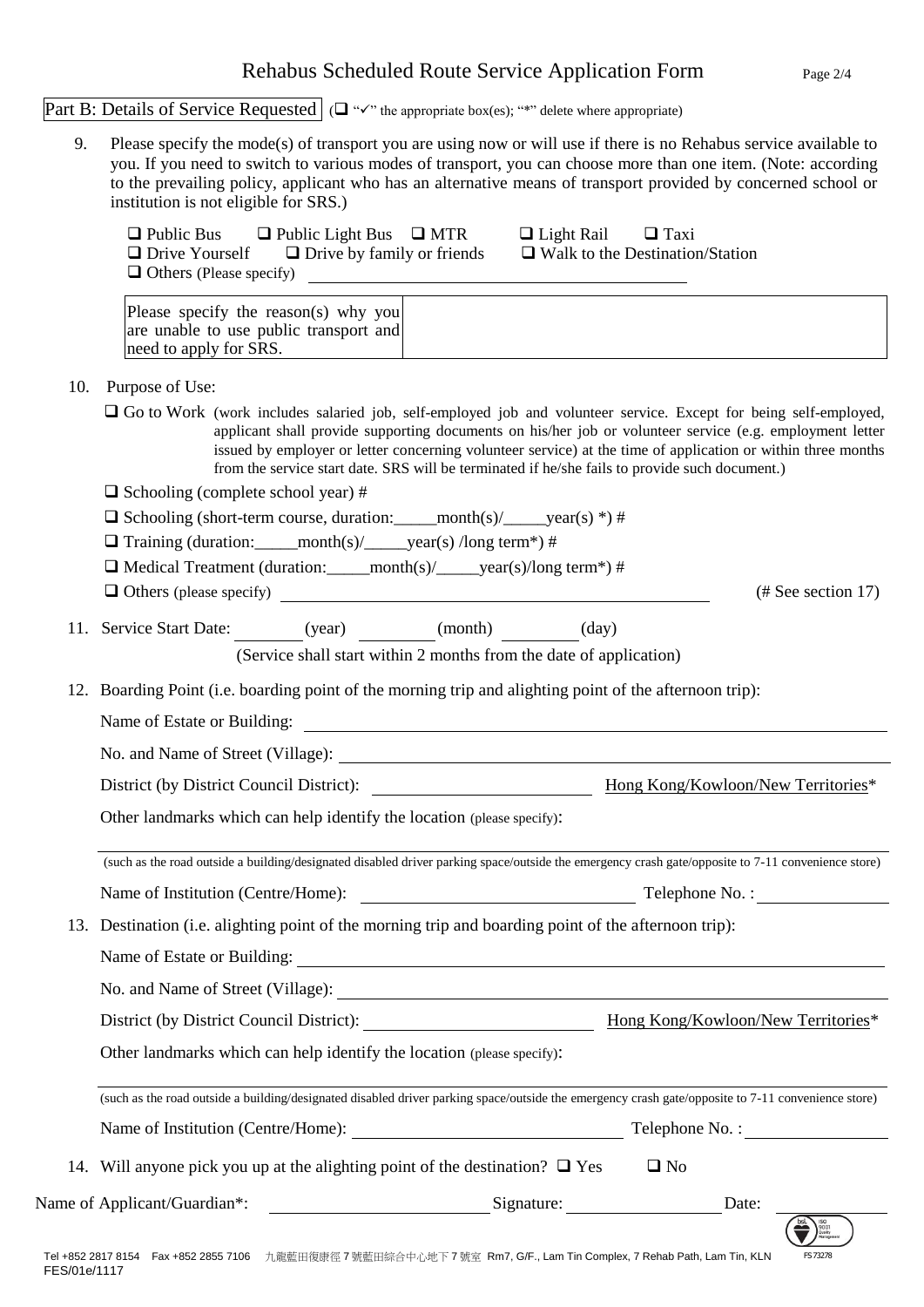# Rehabus Scheduled Route Service Application Form

## Part B: Details of Service Requested

(❑ "✓" the appropriate box(es); "*" delete where appropriate)

9. Please specify the mode(s) of transport you are using now or will use if there is no Rehabus service available to you. If you need to switch to various modes of transport, you can choose more than one item. (Note: according to the prevailing policy, applicant who has an alternative means of transport provided by concerned school or institution is not eligible for SRS.)

   ❑ Public Bus ❑ Public Light Bus ❑ MTR ❑ Light Rail ❑ Taxi
   ❑ Drive Yourself ❑ Drive by family or friends ❑ Walk to the Destination/Station
   ❑ Others (Please specify) ______________________

   | Please specify the reason(s) why you are unable to use public transport and need to apply for SRS. | |
   |---|---|

10. Purpose of Use:

    ❑ Go to Work (work includes salaried job, self-employed job and volunteer service. Except for being self-employed, applicant shall provide supporting documents on his/her job or volunteer service (e.g. employment letter issued by employer or letter concerning volunteer service) at the time of application or within three months from the service start date. SRS will be terminated if he/she fails to provide such document.)

    ❑ Schooling (complete school year) #

    ❑ Schooling (short-term course, duration:_____month(s)/_____year(s) *) #

    ❑ Training (duration:_____month(s)/_____year(s) /long term*) #

    ❑ Medical Treatment (duration:_____month(s)/_____year(s)/long term*) #

    ❑ Others (please specify) ______________________ (# See section 17)

11. Service Start Date: ________ (year) ________ (month) ________ (day)

    (Service shall start within 2 months from the date of application)

12. Boarding Point (i.e. boarding point of the morning trip and alighting point of the afternoon trip):

    Name of Estate or Building: ______________________

    No. and Name of Street (Village): ______________________

    District (by District Council District): ______________________ Hong Kong/Kowloon/New Territories*

    Other landmarks which can help identify the location (please specify):

    ______________________

    (such as the road outside a building/designated disabled driver parking space/outside the emergency crash gate/opposite to 7-11 convenience store)

    Name of Institution (Centre/Home): ______________________ Telephone No. : ______________

13. Destination (i.e. alighting point of the morning trip and boarding point of the afternoon trip):

    Name of Estate or Building: ______________________

    No. and Name of Street (Village): ______________________

    District (by District Council District): ______________________ Hong Kong/Kowloon/New Territories*

    Other landmarks which can help identify the location (please specify):

    ______________________

    (such as the road outside a building/designated disabled driver parking space/outside the emergency crash gate/opposite to 7-11 convenience store)

    Name of Institution (Centre/Home): ______________________ Telephone No. : ______________

14. Will anyone pick you up at the alighting point of the destination? ❑ Yes ❑ No

Name of Applicant/Guardian*: ______________________ Signature: ______________ Date: __________

Tel +852 2817 8154 Fax +852 2855 7106 九龍藍田復康徑 7 號藍田綜合中心地下 7 號室 Rm7, G/F., Lam Tin Complex, 7 Rehab Path, Lam Tin, KLN FS 73278

FES/01e/1117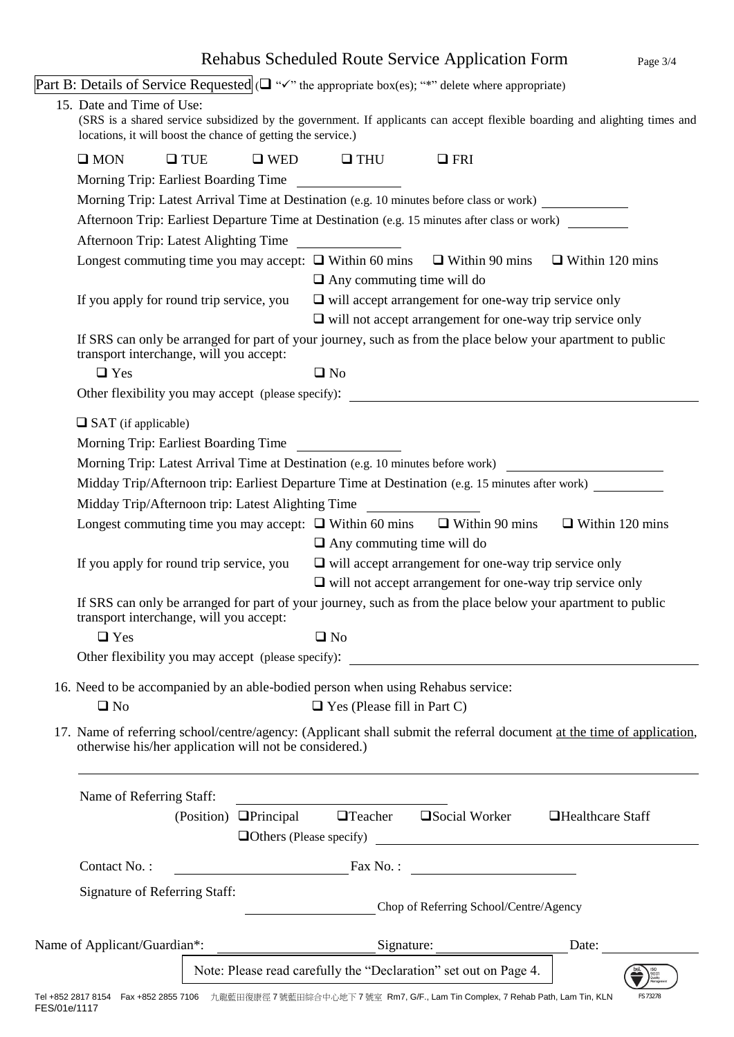# Rehabus Scheduled Route Service Application Form

**Part B: Details of Service Requested** (❑ "✓" the appropriate box(es); "*" delete where appropriate)

15. Date and Time of Use:
(SRS is a shared service subsidized by the government. If applicants can accept flexible boarding and alighting times and locations, it will boost the chance of getting the service.)

❑ MON ❑ TUE ❑ WED ❑ THU ❑ FRI

Morning Trip: Earliest Boarding Time \_\_\_\_\_\_\_\_\_\_

Morning Trip: Latest Arrival Time at Destination (e.g. 10 minutes before class or work) \_\_\_\_\_\_\_\_\_\_

Afternoon Trip: Earliest Departure Time at Destination (e.g. 15 minutes after class or work) \_\_\_\_\_\_\_\_\_\_

Afternoon Trip: Latest Alighting Time \_\_\_\_\_\_\_\_\_\_

Longest commuting time you may accept: ❑ Within 60 mins ❑ Within 90 mins ❑ Within 120 mins ❑ Any commuting time will do

If you apply for round trip service, you ❑ will accept arrangement for one-way trip service only ❑ will not accept arrangement for one-way trip service only

If SRS can only be arranged for part of your journey, such as from the place below your apartment to public transport interchange, will you accept:

❑ Yes ❑ No

Other flexibility you may accept (please specify): \_\_\_\_\_\_\_\_\_\_

❑ SAT (if applicable)

Morning Trip: Earliest Boarding Time \_\_\_\_\_\_\_\_\_\_

Morning Trip: Latest Arrival Time at Destination (e.g. 10 minutes before work) \_\_\_\_\_\_\_\_\_\_

Midday Trip/Afternoon trip: Earliest Departure Time at Destination (e.g. 15 minutes after work) \_\_\_\_\_\_\_\_\_\_

Midday Trip/Afternoon trip: Latest Alighting Time \_\_\_\_\_\_\_\_\_\_

Longest commuting time you may accept: ❑ Within 60 mins ❑ Within 90 mins ❑ Within 120 mins ❑ Any commuting time will do

If you apply for round trip service, you ❑ will accept arrangement for one-way trip service only ❑ will not accept arrangement for one-way trip service only

If SRS can only be arranged for part of your journey, such as from the place below your apartment to public transport interchange, will you accept:

❑ Yes ❑ No

Other flexibility you may accept (please specify): \_\_\_\_\_\_\_\_\_\_

16. Need to be accompanied by an able-bodied person when using Rehabus service:

❑ No ❑ Yes (Please fill in Part C)

17. Name of referring school/centre/agency: (Applicant shall submit the referral document <u>at the time of application</u>, otherwise his/her application will not be considered.)

\_\_\_\_\_\_\_\_\_\_

Name of Referring Staff: \_\_\_\_\_\_\_\_\_\_

(Position) ❑Principal ❑Teacher ❑Social Worker ❑Healthcare Staff ❑Others (Please specify) \_\_\_\_\_\_\_\_\_\_

Contact No. : \_\_\_\_\_\_\_\_\_\_ Fax No. : \_\_\_\_\_\_\_\_\_\_

Signature of Referring Staff: \_\_\_\_\_\_\_\_\_\_ Chop of Referring School/Centre/Agency

Name of Applicant/Guardian*: \_\_\_\_\_\_\_\_\_\_ Signature: \_\_\_\_\_\_\_\_\_\_ Date: \_\_\_\_\_\_\_\_\_\_

Note: Please read carefully the "Declaration" set out on Page 4.

Tel +852 2817 8154 Fax +852 2855 7106 九龍藍田復康徑 7 號藍田綜合中心地下 7 號室 Rm7, G/F., Lam Tin Complex, 7 Rehab Path, Lam Tin, KLN FS 73278

FES/01e/1117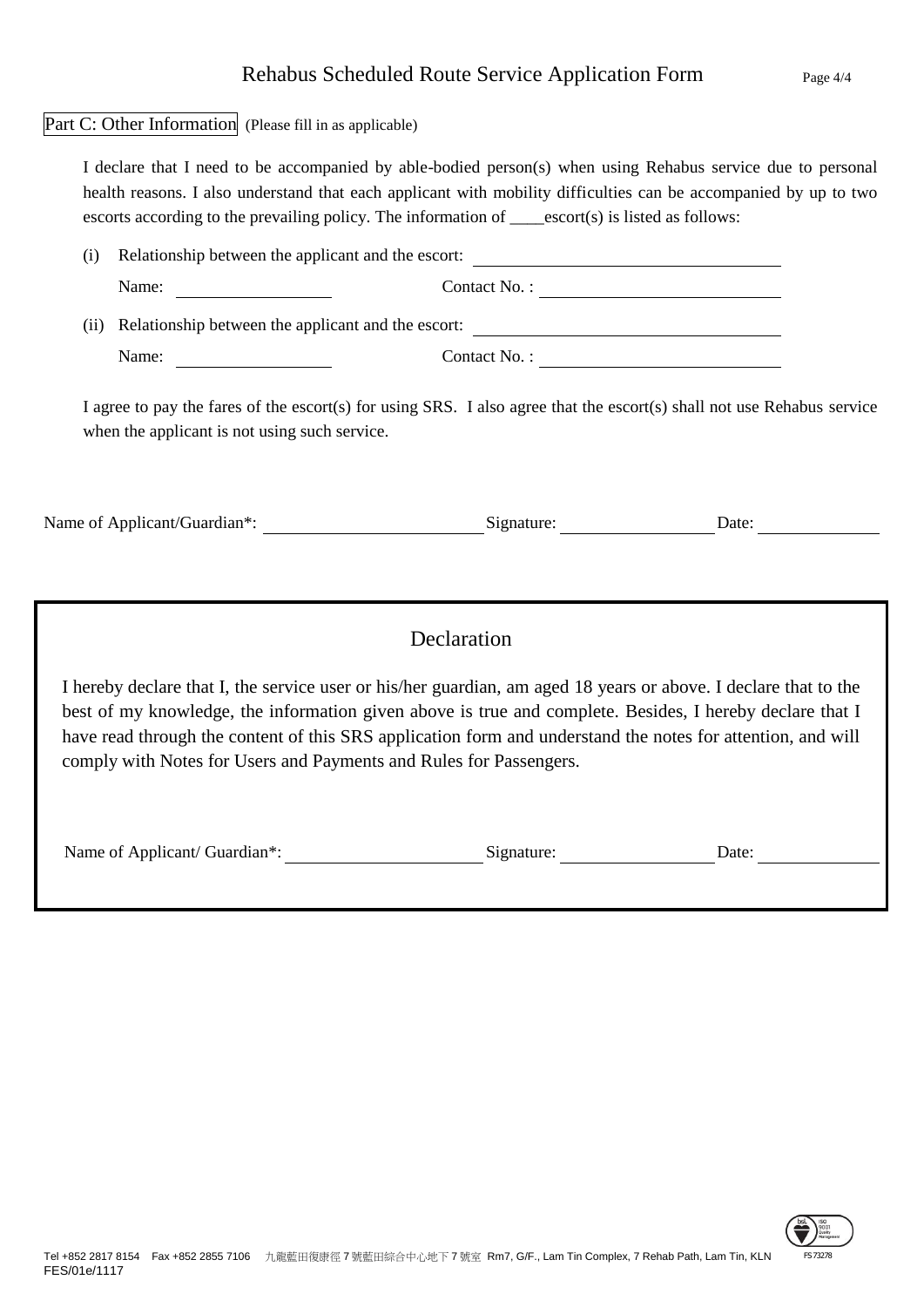Part C: Other Information (Please fill in as applicable)

I declare that I need to be accompanied by able-bodied person(s) when using Rehabus service due to personal health reasons. I also understand that each applicant with mobility difficulties can be accompanied by up to two escorts according to the prevailing policy. The information of ____escort(s) is listed as follows:

(i) Relationship between the applicant and the escort: ____________________

Name: ____________ Contact No. : ____________________

(ii) Relationship between the applicant and the escort: ____________________

Name: ____________ Contact No. : ____________________

I agree to pay the fares of the escort(s) for using SRS. I also agree that the escort(s) shall not use Rehabus service when the applicant is not using such service.

Name of Applicant/Guardian*: ____________________ Signature: ____________ Date: __________

## Declaration

I hereby declare that I, the service user or his/her guardian, am aged 18 years or above. I declare that to the best of my knowledge, the information given above is true and complete. Besides, I hereby declare that I have read through the content of this SRS application form and understand the notes for attention, and will comply with Notes for Users and Payments and Rules for Passengers.

Name of Applicant/ Guardian*: ____________________ Signature: ____________ Date: __________

Tel +852 2817 8154 Fax +852 2855 7106 九龍藍田復康徑 7 號藍田綜合中心地下 7 號室 Rm7, G/F., Lam Tin Complex, 7 Rehab Path, Lam Tin, KLN FS 73278

FES/01e/1117